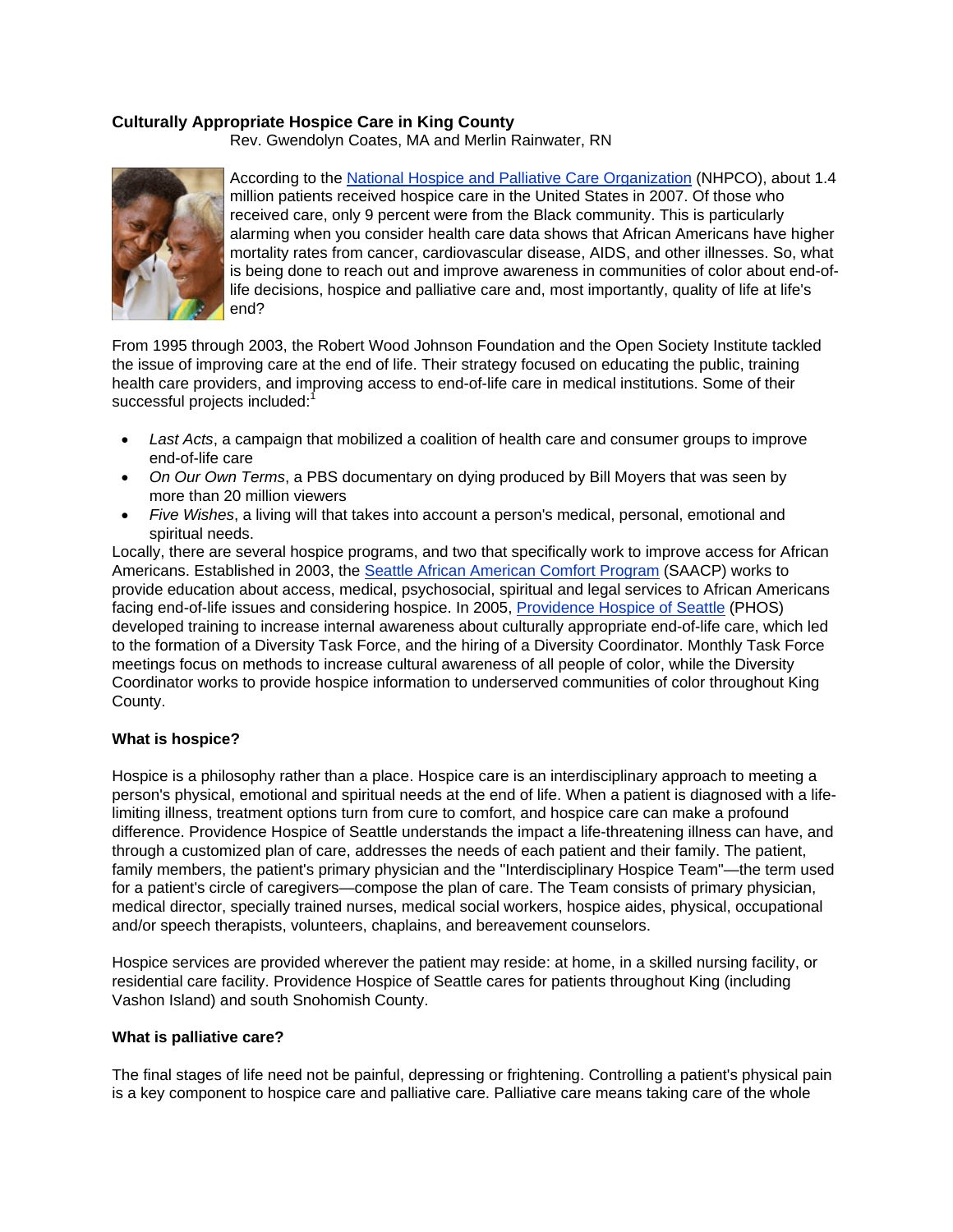**Culturally Appropriate Hospice Care in King County**

Rev. Gwendolyn Coates, MA and Merlin Rainwater, RN

According to the National Hospice and Palliative Care Organization (NHPCO), about 1.4 million patients received hospice care in the United States in 2007. Of those who received care, only 9 percent were from the Black community. This is particularly alarming when you consider health care data shows that African Americans have higher mortality rates from cancer, cardiovascular disease, AIDS, and other illnesses. So, what is being done to reach out and improve awareness in communities of color about end-of-life decisions, hospice and palliative care and, most importantly, quality of life at life's end?

From 1995 through 2003, the Robert Wood Johnson Foundation and the Open Society Institute tackled the issue of improving care at the end of life. Their strategy focused on educating the public, training health care providers, and improving access to end-of-life care in medical institutions. Some of their successful projects included:[1]

- *Last Acts*, a campaign that mobilized a coalition of health care and consumer groups to improve end-of-life care
- *On Our Own Terms*, a PBS documentary on dying produced by Bill Moyers that was seen by more than 20 million viewers
- *Five Wishes*, a living will that takes into account a person's medical, personal, emotional and spiritual needs.

Locally, there are several hospice programs, and two that specifically work to improve access for African Americans. Established in 2003, the Seattle African American Comfort Program (SAACP) works to provide education about access, medical, psychosocial, spiritual and legal services to African Americans facing end-of-life issues and considering hospice. In 2005, Providence Hospice of Seattle (PHOS) developed training to increase internal awareness about culturally appropriate end-of-life care, which led to the formation of a Diversity Task Force, and the hiring of a Diversity Coordinator. Monthly Task Force meetings focus on methods to increase cultural awareness of all people of color, while the Diversity Coordinator works to provide hospice information to underserved communities of color throughout King County.

**What is hospice?**

Hospice is a philosophy rather than a place. Hospice care is an interdisciplinary approach to meeting a person's physical, emotional and spiritual needs at the end of life. When a patient is diagnosed with a life-limiting illness, treatment options turn from cure to comfort, and hospice care can make a profound difference. Providence Hospice of Seattle understands the impact a life-threatening illness can have, and through a customized plan of care, addresses the needs of each patient and their family. The patient, family members, the patient's primary physician and the "Interdisciplinary Hospice Team"—the term used for a patient's circle of caregivers—compose the plan of care. The Team consists of primary physician, medical director, specially trained nurses, medical social workers, hospice aides, physical, occupational and/or speech therapists, volunteers, chaplains, and bereavement counselors.

Hospice services are provided wherever the patient may reside: at home, in a skilled nursing facility, or residential care facility. Providence Hospice of Seattle cares for patients throughout King (including Vashon Island) and south Snohomish County.

**What is palliative care?**

The final stages of life need not be painful, depressing or frightening. Controlling a patient's physical pain is a key component to hospice care and palliative care. Palliative care means taking care of the whole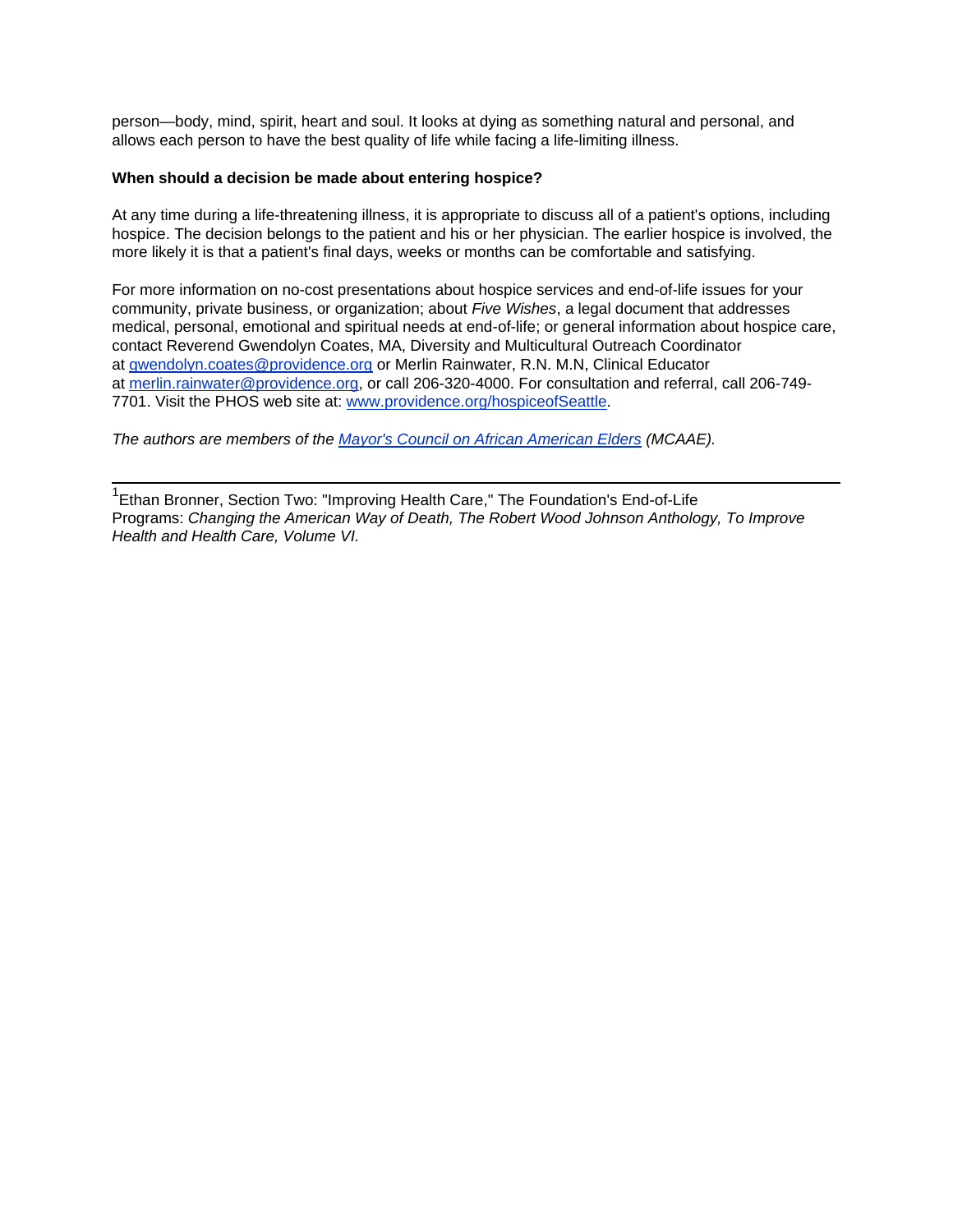person—body, mind, spirit, heart and soul. It looks at dying as something natural and personal, and allows each person to have the best quality of life while facing a life-limiting illness.

**When should a decision be made about entering hospice?**

At any time during a life-threatening illness, it is appropriate to discuss all of a patient's options, including hospice. The decision belongs to the patient and his or her physician. The earlier hospice is involved, the more likely it is that a patient's final days, weeks or months can be comfortable and satisfying.

For more information on no-cost presentations about hospice services and end-of-life issues for your community, private business, or organization; about *Five Wishes*, a legal document that addresses medical, personal, emotional and spiritual needs at end-of-life; or general information about hospice care, contact Reverend Gwendolyn Coates, MA, Diversity and Multicultural Outreach Coordinator at gwendolyn.coates@providence.org or Merlin Rainwater, R.N. M.N, Clinical Educator at merlin.rainwater@providence.org, or call 206-320-4000. For consultation and referral, call 206-749-7701. Visit the PHOS web site at: www.providence.org/hospiceofSeattle.

*The authors are members of the Mayor's Council on African American Elders (MCAAE).*

---

[1] Ethan Bronner, Section Two: "Improving Health Care," The Foundation's End-of-Life Programs: *Changing the American Way of Death, The Robert Wood Johnson Anthology, To Improve Health and Health Care, Volume VI.*